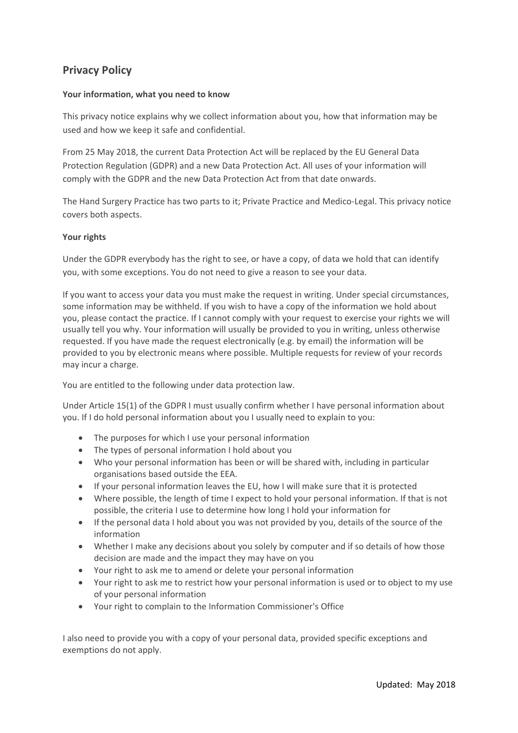# Privacy Policy

**Your information, what you need to know**

This privacy notice explains why we collect information about you, how that information may be used and how we keep it safe and confidential.

From 25 May 2018, the current Data Protection Act will be replaced by the EU General Data Protection Regulation (GDPR) and a new Data Protection Act. All uses of your information will comply with the GDPR and the new Data Protection Act from that date onwards.

The Hand Surgery Practice has two parts to it; Private Practice and Medico-Legal. This privacy notice covers both aspects.

**Your rights**

Under the GDPR everybody has the right to see, or have a copy, of data we hold that can identify you, with some exceptions. You do not need to give a reason to see your data.

If you want to access your data you must make the request in writing. Under special circumstances, some information may be withheld. If you wish to have a copy of the information we hold about you, please contact the practice. If I cannot comply with your request to exercise your rights we will usually tell you why. Your information will usually be provided to you in writing, unless otherwise requested. If you have made the request electronically (e.g. by email) the information will be provided to you by electronic means where possible. Multiple requests for review of your records may incur a charge.

You are entitled to the following under data protection law.

Under Article 15(1) of the GDPR I must usually confirm whether I have personal information about you. If I do hold personal information about you I usually need to explain to you:

- The purposes for which I use your personal information
- The types of personal information I hold about you
- Who your personal information has been or will be shared with, including in particular organisations based outside the EEA.
- If your personal information leaves the EU, how I will make sure that it is protected
- Where possible, the length of time I expect to hold your personal information. If that is not possible, the criteria I use to determine how long I hold your information for
- If the personal data I hold about you was not provided by you, details of the source of the information
- Whether I make any decisions about you solely by computer and if so details of how those decision are made and the impact they may have on you
- Your right to ask me to amend or delete your personal information
- Your right to ask me to restrict how your personal information is used or to object to my use of your personal information
- Your right to complain to the Information Commissioner's Office

I also need to provide you with a copy of your personal data, provided specific exceptions and exemptions do not apply.

Updated: May 2018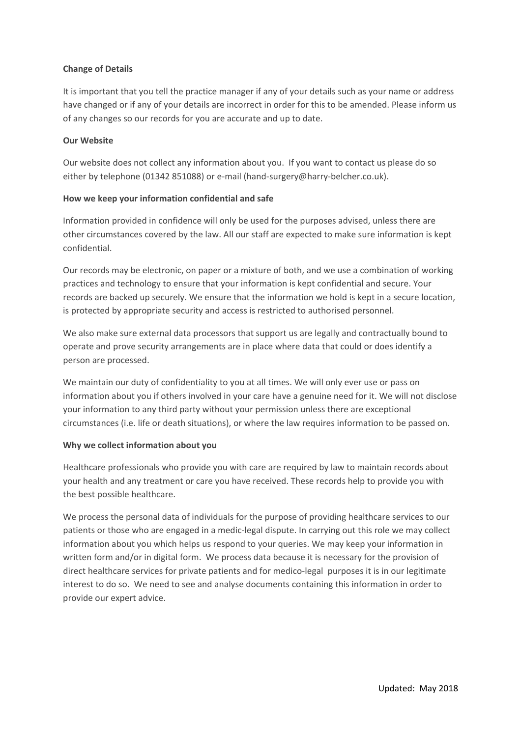**Change of Details**

It is important that you tell the practice manager if any of your details such as your name or address have changed or if any of your details are incorrect in order for this to be amended. Please inform us of any changes so our records for you are accurate and up to date.

**Our Website**

Our website does not collect any information about you. If you want to contact us please do so either by telephone (01342 851088) or e-mail (hand-surgery@harry-belcher.co.uk).

**How we keep your information confidential and safe**

Information provided in confidence will only be used for the purposes advised, unless there are other circumstances covered by the law. All our staff are expected to make sure information is kept confidential.

Our records may be electronic, on paper or a mixture of both, and we use a combination of working practices and technology to ensure that your information is kept confidential and secure. Your records are backed up securely. We ensure that the information we hold is kept in a secure location, is protected by appropriate security and access is restricted to authorised personnel.

We also make sure external data processors that support us are legally and contractually bound to operate and prove security arrangements are in place where data that could or does identify a person are processed.

We maintain our duty of confidentiality to you at all times. We will only ever use or pass on information about you if others involved in your care have a genuine need for it. We will not disclose your information to any third party without your permission unless there are exceptional circumstances (i.e. life or death situations), or where the law requires information to be passed on.

**Why we collect information about you**

Healthcare professionals who provide you with care are required by law to maintain records about your health and any treatment or care you have received. These records help to provide you with the best possible healthcare.

We process the personal data of individuals for the purpose of providing healthcare services to our patients or those who are engaged in a medic-legal dispute. In carrying out this role we may collect information about you which helps us respond to your queries. We may keep your information in written form and/or in digital form. We process data because it is necessary for the provision of direct healthcare services for private patients and for medico-legal purposes it is in our legitimate interest to do so. We need to see and analyse documents containing this information in order to provide our expert advice.

Updated: May 2018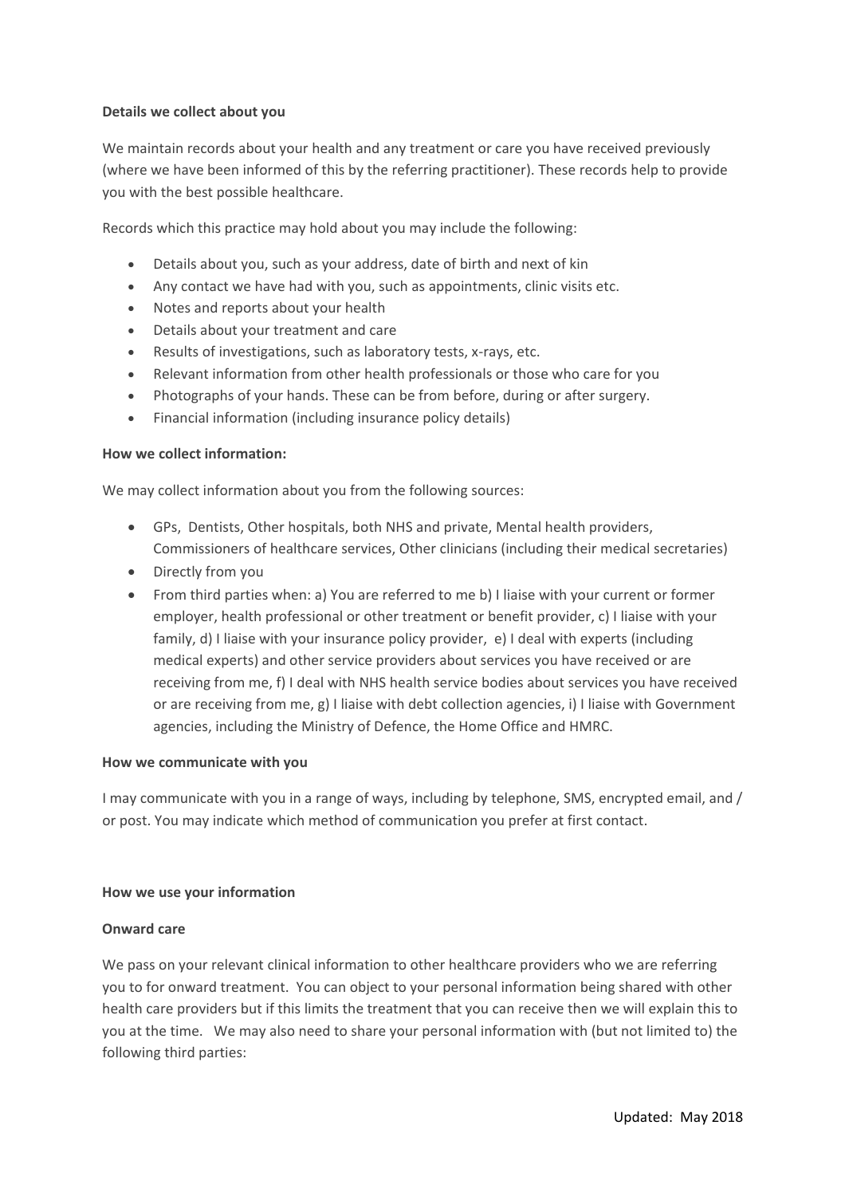**Details we collect about you**

We maintain records about your health and any treatment or care you have received previously (where we have been informed of this by the referring practitioner). These records help to provide you with the best possible healthcare.

Records which this practice may hold about you may include the following:

- Details about you, such as your address, date of birth and next of kin
- Any contact we have had with you, such as appointments, clinic visits etc.
- Notes and reports about your health
- Details about your treatment and care
- Results of investigations, such as laboratory tests, x-rays, etc.
- Relevant information from other health professionals or those who care for you
- Photographs of your hands. These can be from before, during or after surgery.
- Financial information (including insurance policy details)

**How we collect information:**

We may collect information about you from the following sources:

- GPs, Dentists, Other hospitals, both NHS and private, Mental health providers, Commissioners of healthcare services, Other clinicians (including their medical secretaries)
- Directly from you
- From third parties when: a) You are referred to me b) I liaise with your current or former employer, health professional or other treatment or benefit provider, c) I liaise with your family, d) I liaise with your insurance policy provider, e) I deal with experts (including medical experts) and other service providers about services you have received or are receiving from me, f) I deal with NHS health service bodies about services you have received or are receiving from me, g) I liaise with debt collection agencies, i) I liaise with Government agencies, including the Ministry of Defence, the Home Office and HMRC.

**How we communicate with you**

I may communicate with you in a range of ways, including by telephone, SMS, encrypted email, and / or post. You may indicate which method of communication you prefer at first contact.

**How we use your information**

**Onward care**

We pass on your relevant clinical information to other healthcare providers who we are referring you to for onward treatment. You can object to your personal information being shared with other health care providers but if this limits the treatment that you can receive then we will explain this to you at the time. We may also need to share your personal information with (but not limited to) the following third parties:

Updated: May 2018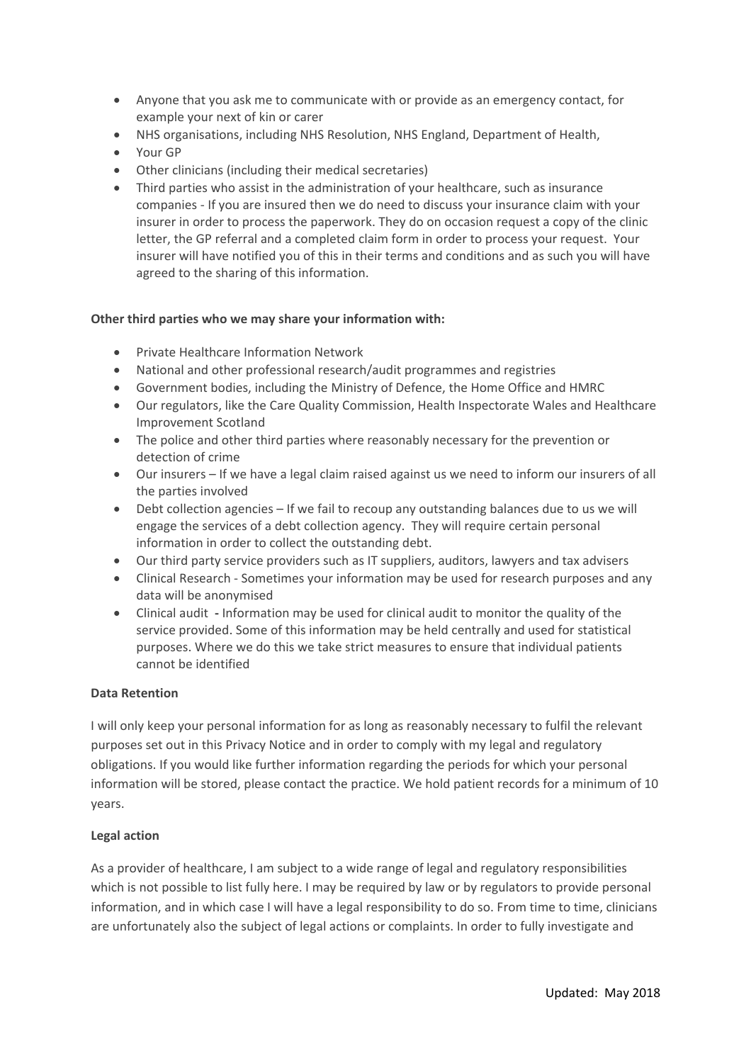- Anyone that you ask me to communicate with or provide as an emergency contact, for example your next of kin or carer
- NHS organisations, including NHS Resolution, NHS England, Department of Health,
- Your GP
- Other clinicians (including their medical secretaries)
- Third parties who assist in the administration of your healthcare, such as insurance companies - If you are insured then we do need to discuss your insurance claim with your insurer in order to process the paperwork. They do on occasion request a copy of the clinic letter, the GP referral and a completed claim form in order to process your request. Your insurer will have notified you of this in their terms and conditions and as such you will have agreed to the sharing of this information.

**Other third parties who we may share your information with:**

- Private Healthcare Information Network
- National and other professional research/audit programmes and registries
- Government bodies, including the Ministry of Defence, the Home Office and HMRC
- Our regulators, like the Care Quality Commission, Health Inspectorate Wales and Healthcare Improvement Scotland
- The police and other third parties where reasonably necessary for the prevention or detection of crime
- Our insurers – If we have a legal claim raised against us we need to inform our insurers of all the parties involved
- Debt collection agencies – If we fail to recoup any outstanding balances due to us we will engage the services of a debt collection agency. They will require certain personal information in order to collect the outstanding debt.
- Our third party service providers such as IT suppliers, auditors, lawyers and tax advisers
- Clinical Research - Sometimes your information may be used for research purposes and any data will be anonymised
- Clinical audit **-** Information may be used for clinical audit to monitor the quality of the service provided. Some of this information may be held centrally and used for statistical purposes. Where we do this we take strict measures to ensure that individual patients cannot be identified

**Data Retention**

I will only keep your personal information for as long as reasonably necessary to fulfil the relevant purposes set out in this Privacy Notice and in order to comply with my legal and regulatory obligations. If you would like further information regarding the periods for which your personal information will be stored, please contact the practice. We hold patient records for a minimum of 10 years.

**Legal action**

As a provider of healthcare, I am subject to a wide range of legal and regulatory responsibilities which is not possible to list fully here. I may be required by law or by regulators to provide personal information, and in which case I will have a legal responsibility to do so. From time to time, clinicians are unfortunately also the subject of legal actions or complaints. In order to fully investigate and

Updated: May 2018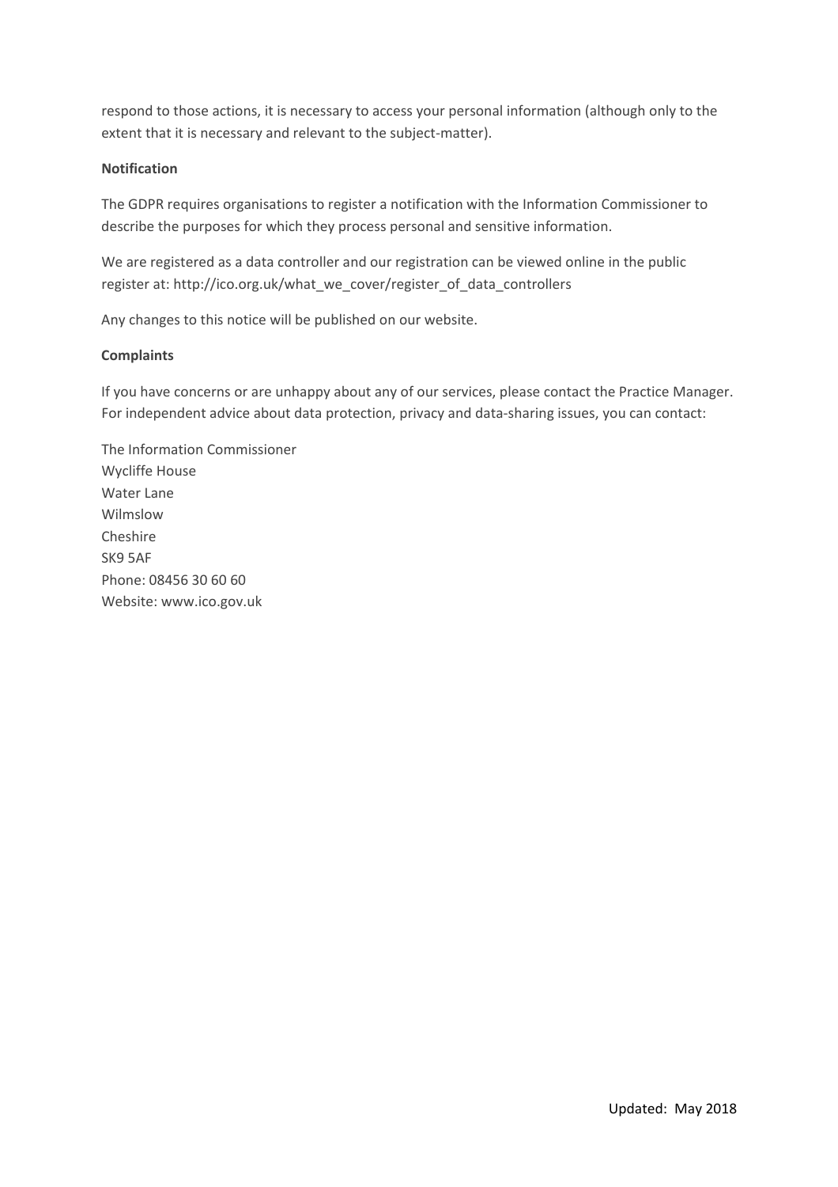respond to those actions, it is necessary to access your personal information (although only to the extent that it is necessary and relevant to the subject-matter).

**Notification**

The GDPR requires organisations to register a notification with the Information Commissioner to describe the purposes for which they process personal and sensitive information.

We are registered as a data controller and our registration can be viewed online in the public register at: http://ico.org.uk/what_we_cover/register_of_data_controllers

Any changes to this notice will be published on our website.

**Complaints**

If you have concerns or are unhappy about any of our services, please contact the Practice Manager. For independent advice about data protection, privacy and data-sharing issues, you can contact:

The Information Commissioner
Wycliffe House
Water Lane
Wilmslow
Cheshire
SK9 5AF
Phone: 08456 30 60 60
Website: www.ico.gov.uk

Updated: May 2018